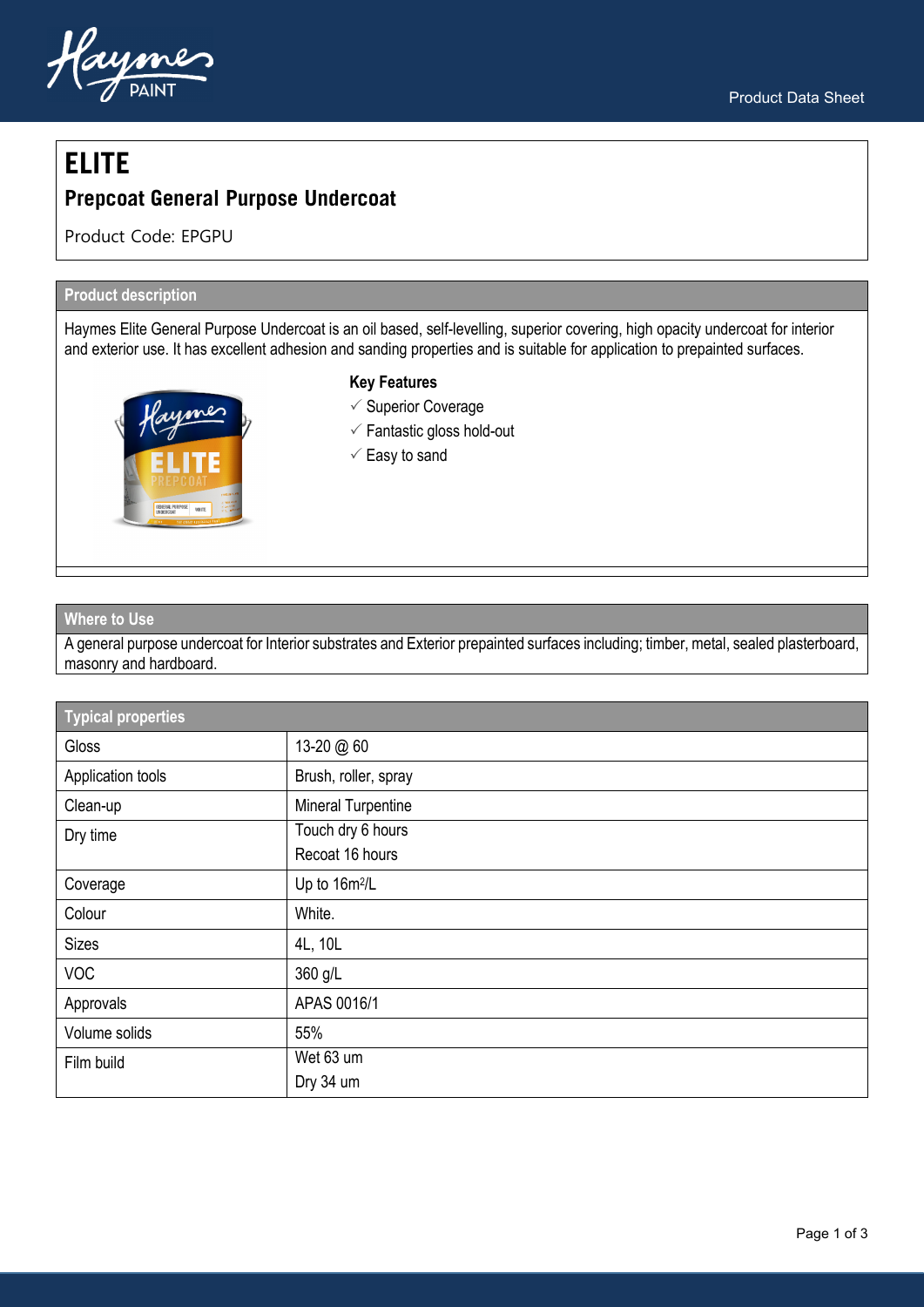# ELITE

## Prepcoat General Purpose Undercoat

Product Code: EPGPU

### Product description

Haymes Elite General Purpose Undercoat is an oil based, self-levelling, superior covering, high opacity undercoat for interior and exterior use. It has excellent adhesion and sanding properties and is suitable for application to prepainted surfaces.

**Key Features**

- ✓ Superior Coverage
- ✓ Fantastic gloss hold-out
- ✓ Easy to sand

### Where to Use

A general purpose undercoat for Interior substrates and Exterior prepainted surfaces including; timber, metal, sealed plasterboard, masonry and hardboard.

### Typical properties

| Typical properties | |
|---|---|
| Gloss | 13-20 @ 60 |
| Application tools | Brush, roller, spray |
| Clean-up | Mineral Turpentine |
| Dry time | Touch dry 6 hours<br>Recoat 16 hours |
| Coverage | Up to 16m²/L |
| Colour | White. |
| Sizes | 4L, 10L |
| VOC | 360 g/L |
| Approvals | APAS 0016/1 |
| Volume solids | 55% |
| Film build | Wet 63 um<br>Dry 34 um |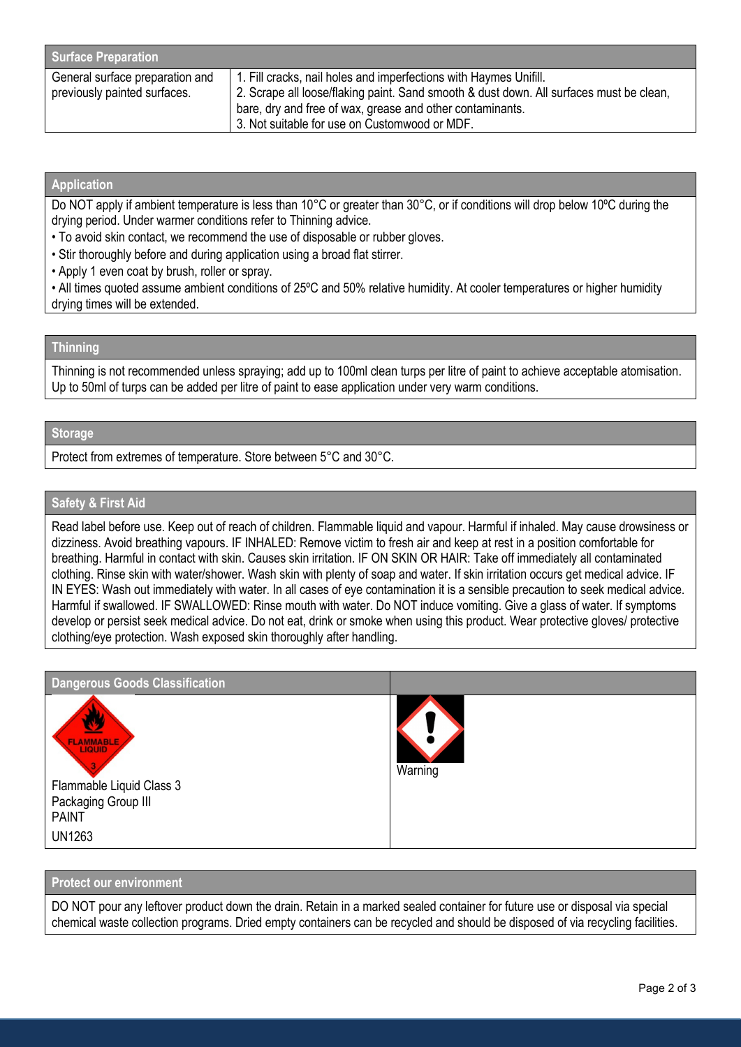## Surface Preparation

| Surface Preparation | |
|---|---|
| General surface preparation and previously painted surfaces. | 1. Fill cracks, nail holes and imperfections with Haymes Unifill.<br>2. Scrape all loose/flaking paint. Sand smooth & dust down. All surfaces must be clean, bare, dry and free of wax, grease and other contaminants.<br>3. Not suitable for use on Customwood or MDF. |

## Application

Do NOT apply if ambient temperature is less than 10°C or greater than 30°C, or if conditions will drop below 10ºC during the drying period. Under warmer conditions refer to Thinning advice.

- To avoid skin contact, we recommend the use of disposable or rubber gloves.
- Stir thoroughly before and during application using a broad flat stirrer.
- Apply 1 even coat by brush, roller or spray.
- All times quoted assume ambient conditions of 25ºC and 50% relative humidity. At cooler temperatures or higher humidity drying times will be extended.

## Thinning

Thinning is not recommended unless spraying; add up to 100ml clean turps per litre of paint to achieve acceptable atomisation. Up to 50ml of turps can be added per litre of paint to ease application under very warm conditions.

## Storage

Protect from extremes of temperature. Store between 5°C and 30°C.

## Safety & First Aid

Read label before use. Keep out of reach of children. Flammable liquid and vapour. Harmful if inhaled. May cause drowsiness or dizziness. Avoid breathing vapours. IF INHALED: Remove victim to fresh air and keep at rest in a position comfortable for breathing. Harmful in contact with skin. Causes skin irritation. IF ON SKIN OR HAIR: Take off immediately all contaminated clothing. Rinse skin with water/shower. Wash skin with plenty of soap and water. If skin irritation occurs get medical advice. IF IN EYES: Wash out immediately with water. In all cases of eye contamination it is a sensible precaution to seek medical advice. Harmful if swallowed. IF SWALLOWED: Rinse mouth with water. Do NOT induce vomiting. Give a glass of water. If symptoms develop or persist seek medical advice. Do not eat, drink or smoke when using this product. Wear protective gloves/ protective clothing/eye protection. Wash exposed skin thoroughly after handling.

## Dangerous Goods Classification

| Dangerous Goods Classification | |
|---|---|
| Flammable Liquid Class 3<br>Packaging Group III<br>PAINT<br>UN1263 | Warning |

## Protect our environment

DO NOT pour any leftover product down the drain. Retain in a marked sealed container for future use or disposal via special chemical waste collection programs. Dried empty containers can be recycled and should be disposed of via recycling facilities.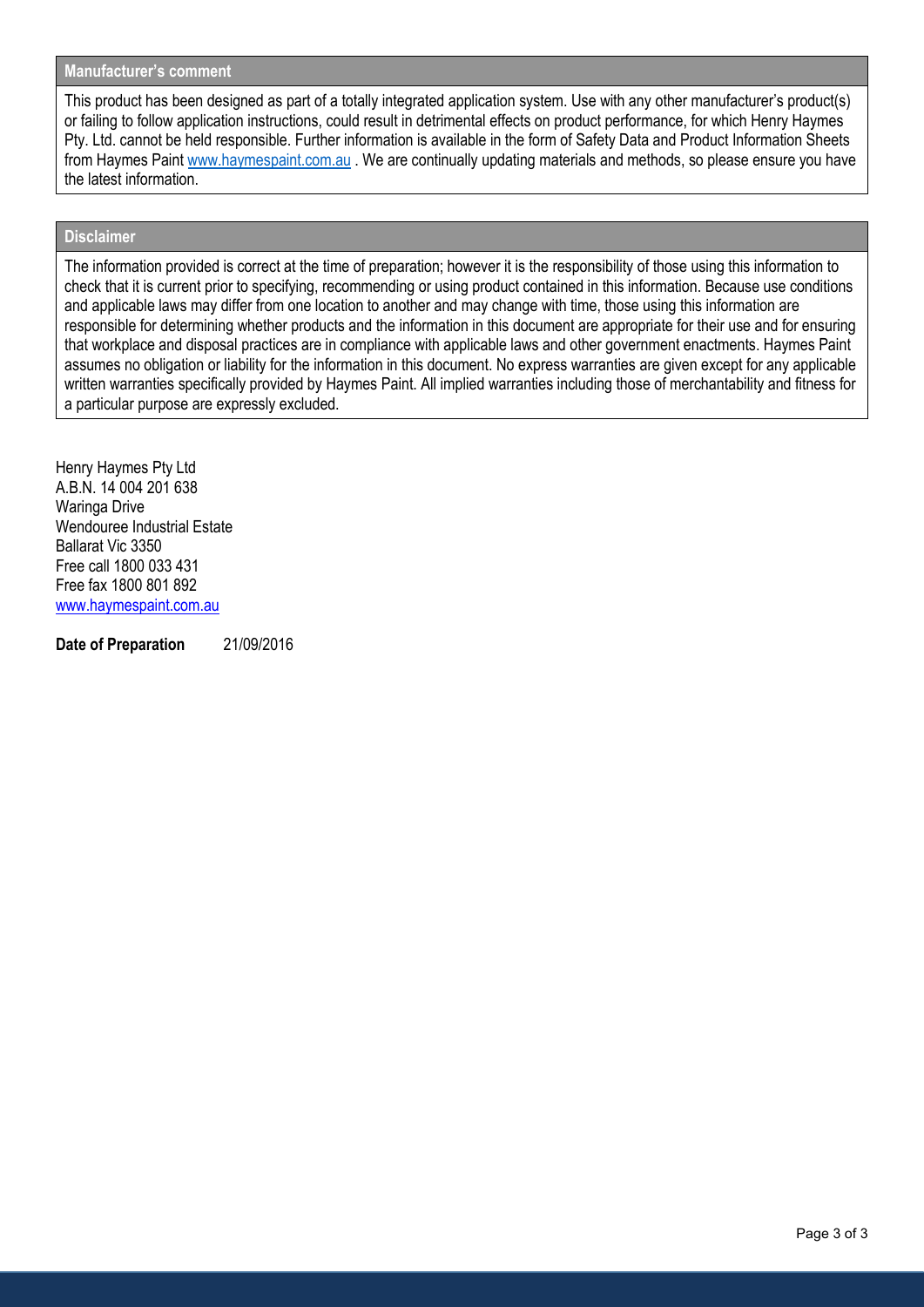## Manufacturer's comment

This product has been designed as part of a totally integrated application system. Use with any other manufacturer's product(s) or failing to follow application instructions, could result in detrimental effects on product performance, for which Henry Haymes Pty. Ltd. cannot be held responsible. Further information is available in the form of Safety Data and Product Information Sheets from Haymes Paint www.haymespaint.com.au . We are continually updating materials and methods, so please ensure you have the latest information.

## Disclaimer

The information provided is correct at the time of preparation; however it is the responsibility of those using this information to check that it is current prior to specifying, recommending or using product contained in this information. Because use conditions and applicable laws may differ from one location to another and may change with time, those using this information are responsible for determining whether products and the information in this document are appropriate for their use and for ensuring that workplace and disposal practices are in compliance with applicable laws and other government enactments. Haymes Paint assumes no obligation or liability for the information in this document. No express warranties are given except for any applicable written warranties specifically provided by Haymes Paint. All implied warranties including those of merchantability and fitness for a particular purpose are expressly excluded.

Henry Haymes Pty Ltd
A.B.N. 14 004 201 638
Waringa Drive
Wendouree Industrial Estate
Ballarat Vic 3350
Free call 1800 033 431
Free fax 1800 801 892
www.haymespaint.com.au

**Date of Preparation** 21/09/2016